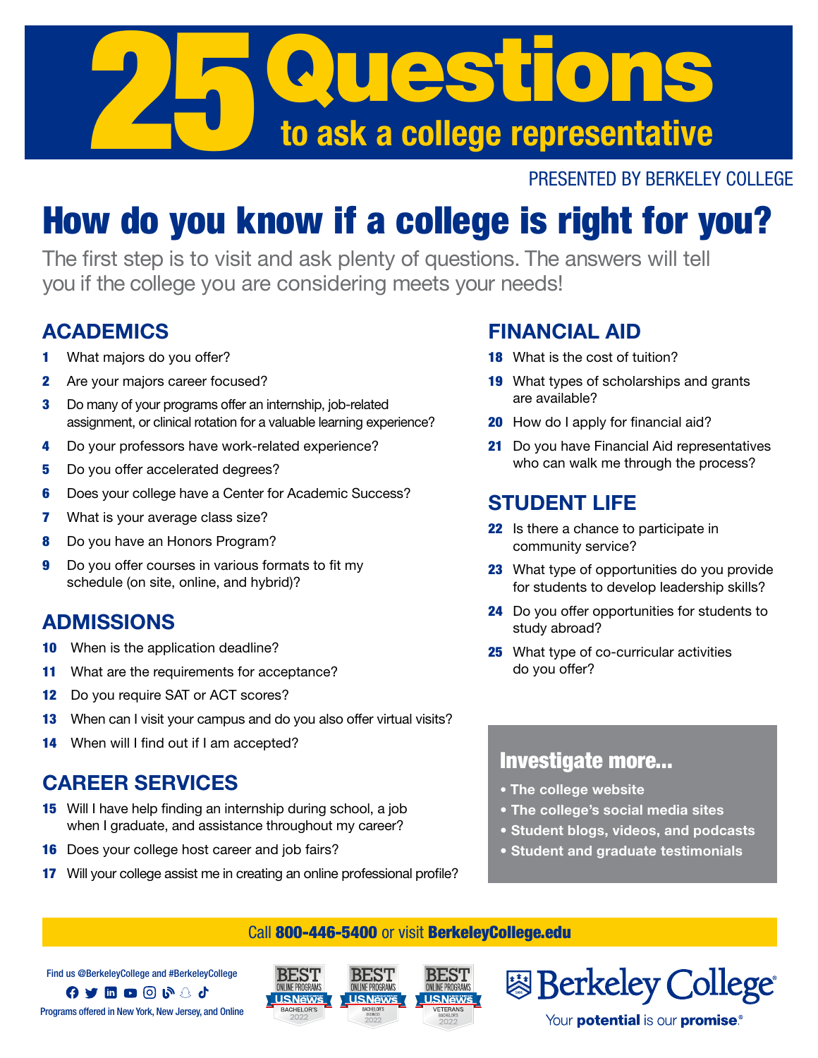# 25 Questions to ask a college representative

PRESENTED BY BERKELEY COLLEGE

## How do you know if a college is right for you?

The first step is to visit and ask plenty of questions. The answers will tell you if the college you are considering meets your needs!

### ACADEMICS

1. What majors do you offer?
2. Are your majors career focused?
3. Do many of your programs offer an internship, job-related assignment, or clinical rotation for a valuable learning experience?
4. Do your professors have work-related experience?
5. Do you offer accelerated degrees?
6. Does your college have a Center for Academic Success?
7. What is your average class size?
8. Do you have an Honors Program?
9. Do you offer courses in various formats to fit my schedule (on site, online, and hybrid)?

### ADMISSIONS

10. When is the application deadline?
11. What are the requirements for acceptance?
12. Do you require SAT or ACT scores?
13. When can I visit your campus and do you also offer virtual visits?
14. When will I find out if I am accepted?

### CAREER SERVICES

15. Will I have help finding an internship during school, a job when I graduate, and assistance throughout my career?
16. Does your college host career and job fairs?
17. Will your college assist me in creating an online professional profile?

### FINANCIAL AID

18. What is the cost of tuition?
19. What types of scholarships and grants are available?
20. How do I apply for financial aid?
21. Do you have Financial Aid representatives who can walk me through the process?

### STUDENT LIFE

22. Is there a chance to participate in community service?
23. What type of opportunities do you provide for students to develop leadership skills?
24. Do you offer opportunities for students to study abroad?
25. What type of co-curricular activities do you offer?

### Investigate more...

- **The college website**
- **The college's social media sites**
- **Student blogs, videos, and podcasts**
- **Student and graduate testimonials**

Call **800-446-5400** or visit **BerkeleyCollege.edu**

Find us @BerkeleyCollege and #BerkeleyCollege

Programs offered in New York, New Jersey, and Online

BEST ONLINE PROGRAMS US News BACHELOR'S 2022 | BEST ONLINE PROGRAMS US News BACHELOR'S BUSINESS 2022 | BEST ONLINE PROGRAMS US News VETERANS BACHELOR'S 2022

Berkeley College

Your **potential** is our **promise**.®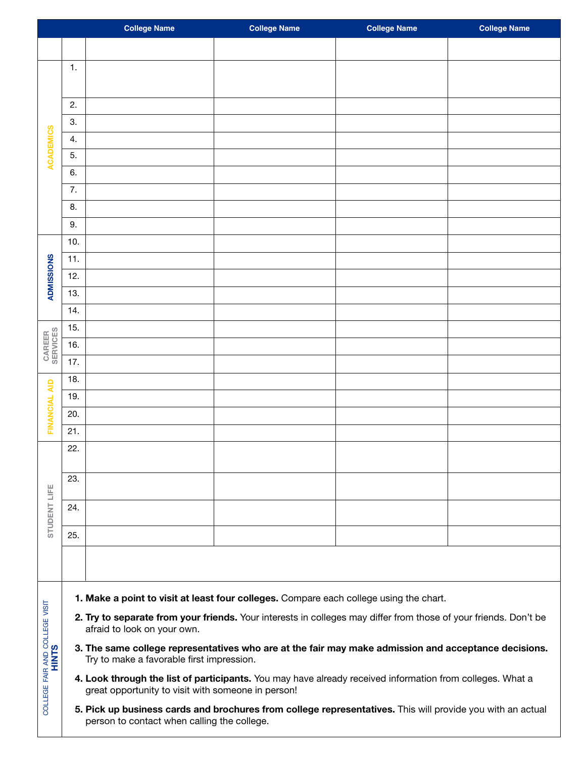| | | College Name | College Name | College Name | College Name |
|---|---|---|---|---|---|
| | | | | | |
| ACADEMICS | 1. | | | | |
| | 2. | | | | |
| | 3. | | | | |
| | 4. | | | | |
| | 5. | | | | |
| | 6. | | | | |
| | 7. | | | | |
| | 8. | | | | |
| | 9. | | | | |
| ADMISSIONS | 10. | | | | |
| | 11. | | | | |
| | 12. | | | | |
| | 13. | | | | |
| | 14. | | | | |
| CAREER SERVICES | 15. | | | | |
| | 16. | | | | |
| | 17. | | | | |
| FINANCIAL AID | 18. | | | | |
| | 19. | | | | |
| | 20. | | | | |
| | 21. | | | | |
| STUDENT LIFE | 22. | | | | |
| | 23. | | | | |
| | 24. | | | | |
| | 25. | | | | |
| | | | | | |

## COLLEGE FAIR AND COLLEGE VISIT HINTS

1. **Make a point to visit at least four colleges.** Compare each college using the chart.
2. **Try to separate from your friends.** Your interests in colleges may differ from those of your friends. Don't be afraid to look on your own.
3. **The same college representatives who are at the fair may make admission and acceptance decisions.** Try to make a favorable first impression.
4. **Look through the list of participants.** You may have already received information from colleges. What a great opportunity to visit with someone in person!
5. **Pick up business cards and brochures from college representatives.** This will provide you with an actual person to contact when calling the college.